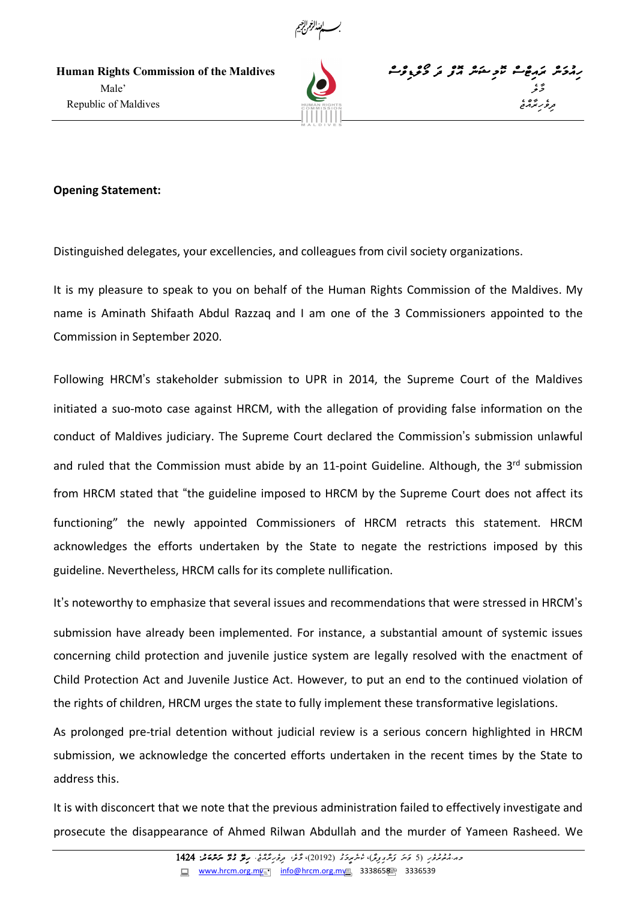**Opening Statement:**

Distinguished delegates, your excellencies, and colleagues from civil society organizations.

It is my pleasure to speak to you on behalf of the Human Rights Commission of the Maldives. My name is Aminath Shifaath Abdul Razzaq and I am one of the 3 Commissioners appointed to the Commission in September 2020.

Following HRCM's stakeholder submission to UPR in 2014, the Supreme Court of the Maldives initiated a suo-moto case against HRCM, with the allegation of providing false information on the conduct of Maldives judiciary. The Supreme Court declared the Commission's submission unlawful and ruled that the Commission must abide by an 11-point Guideline. Although, the 3rd submission from HRCM stated that "the guideline imposed to HRCM by the Supreme Court does not affect its functioning" the newly appointed Commissioners of HRCM retracts this statement. HRCM acknowledges the efforts undertaken by the State to negate the restrictions imposed by this guideline. Nevertheless, HRCM calls for its complete nullification.

It's noteworthy to emphasize that several issues and recommendations that were stressed in HRCM's submission have already been implemented. For instance, a substantial amount of systemic issues concerning child protection and juvenile justice system are legally resolved with the enactment of Child Protection Act and Juvenile Justice Act. However, to put an end to the continued violation of the rights of children, HRCM urges the state to fully implement these transformative legislations.

As prolonged pre-trial detention without judicial review is a serious concern highlighted in HRCM submission, we acknowledge the concerted efforts undertaken in the recent times by the State to address this.

It is with disconcert that we note that the previous administration failed to effectively investigate and prosecute the disappearance of Ahmed Rilwan Abdullah and the murder of Yameen Rasheed. We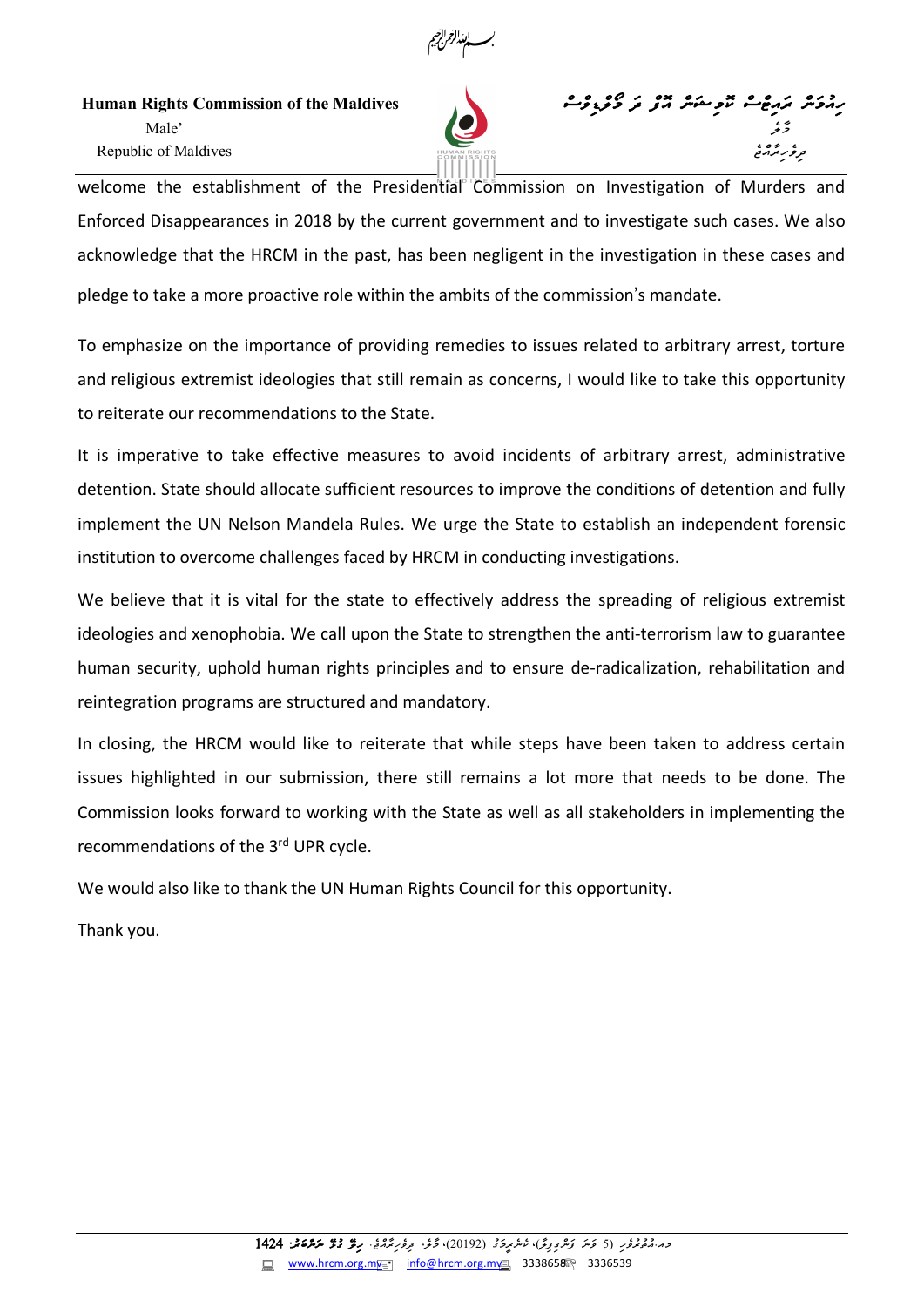welcome the establishment of the Presidential Commission on Investigation of Murders and Enforced Disappearances in 2018 by the current government and to investigate such cases. We also acknowledge that the HRCM in the past, has been negligent in the investigation in these cases and pledge to take a more proactive role within the ambits of the commission's mandate.

To emphasize on the importance of providing remedies to issues related to arbitrary arrest, torture and religious extremist ideologies that still remain as concerns, I would like to take this opportunity to reiterate our recommendations to the State.

It is imperative to take effective measures to avoid incidents of arbitrary arrest, administrative detention. State should allocate sufficient resources to improve the conditions of detention and fully implement the UN Nelson Mandela Rules. We urge the State to establish an independent forensic institution to overcome challenges faced by HRCM in conducting investigations.

We believe that it is vital for the state to effectively address the spreading of religious extremist ideologies and xenophobia. We call upon the State to strengthen the anti-terrorism law to guarantee human security, uphold human rights principles and to ensure de-radicalization, rehabilitation and reintegration programs are structured and mandatory.

In closing, the HRCM would like to reiterate that while steps have been taken to address certain issues highlighted in our submission, there still remains a lot more that needs to be done. The Commission looks forward to working with the State as well as all stakeholders in implementing the recommendations of the 3rd UPR cycle.

We would also like to thank the UN Human Rights Council for this opportunity.

Thank you.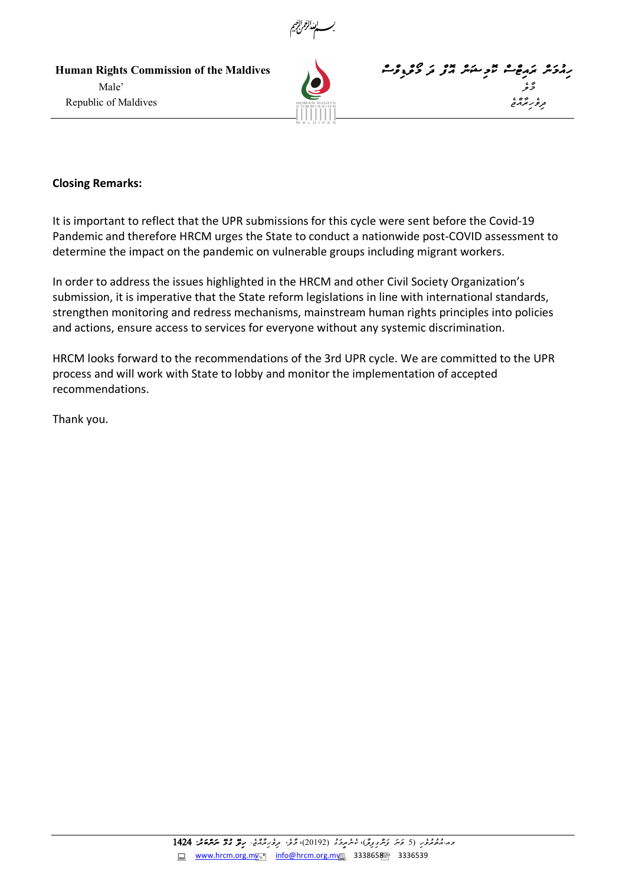**Closing Remarks:**

It is important to reflect that the UPR submissions for this cycle were sent before the Covid-19 Pandemic and therefore HRCM urges the State to conduct a nationwide post-COVID assessment to determine the impact on the pandemic on vulnerable groups including migrant workers.

In order to address the issues highlighted in the HRCM and other Civil Society Organization's submission, it is imperative that the State reform legislations in line with international standards, strengthen monitoring and redress mechanisms, mainstream human rights principles into policies and actions, ensure access to services for everyone without any systemic discrimination.

HRCM looks forward to the recommendations of the 3rd UPR cycle. We are committed to the UPR process and will work with State to lobby and monitor the implementation of accepted recommendations.

Thank you.